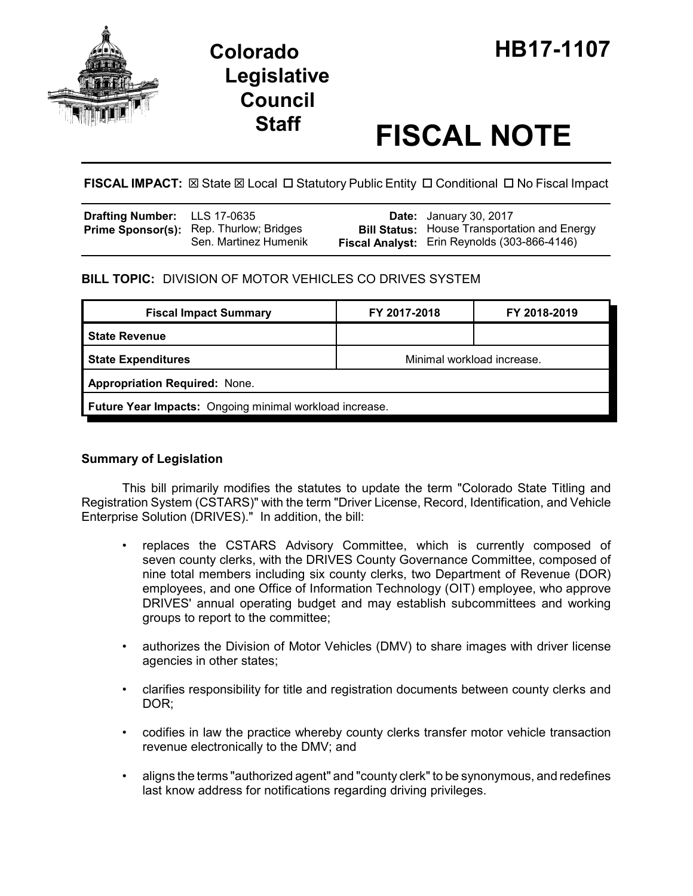# Colorado Legislative Council Staff

# HB17-1107

# FISCAL NOTE

**FISCAL IMPACT:** ☒ State ☒ Local ☐ Statutory Public Entity ☐ Conditional ☐ No Fiscal Impact

| | | | |
|---|---|---|---|
| **Drafting Number:** | LLS 17-0635 | **Date:** | January 30, 2017 |
| **Prime Sponsor(s):** | Rep. Thurlow; Bridges<br>Sen. Martinez Humenik | **Bill Status:** | House Transportation and Energy |
| | | **Fiscal Analyst:** | Erin Reynolds (303-866-4146) |

**BILL TOPIC:** DIVISION OF MOTOR VEHICLES CO DRIVES SYSTEM

| Fiscal Impact Summary | FY 2017-2018 | FY 2018-2019 |
|---|---|---|
| **State Revenue** | | |
| **State Expenditures** | Minimal workload increase. | |
| **Appropriation Required:** None. | | |
| **Future Year Impacts:** Ongoing minimal workload increase. | | |

### Summary of Legislation

This bill primarily modifies the statutes to update the term "Colorado State Titling and Registration System (CSTARS)" with the term "Driver License, Record, Identification, and Vehicle Enterprise Solution (DRIVES)." In addition, the bill:

- replaces the CSTARS Advisory Committee, which is currently composed of seven county clerks, with the DRIVES County Governance Committee, composed of nine total members including six county clerks, two Department of Revenue (DOR) employees, and one Office of Information Technology (OIT) employee, who approve DRIVES' annual operating budget and may establish subcommittees and working groups to report to the committee;
- authorizes the Division of Motor Vehicles (DMV) to share images with driver license agencies in other states;
- clarifies responsibility for title and registration documents between county clerks and DOR;
- codifies in law the practice whereby county clerks transfer motor vehicle transaction revenue electronically to the DMV; and
- aligns the terms "authorized agent" and "county clerk" to be synonymous, and redefines last know address for notifications regarding driving privileges.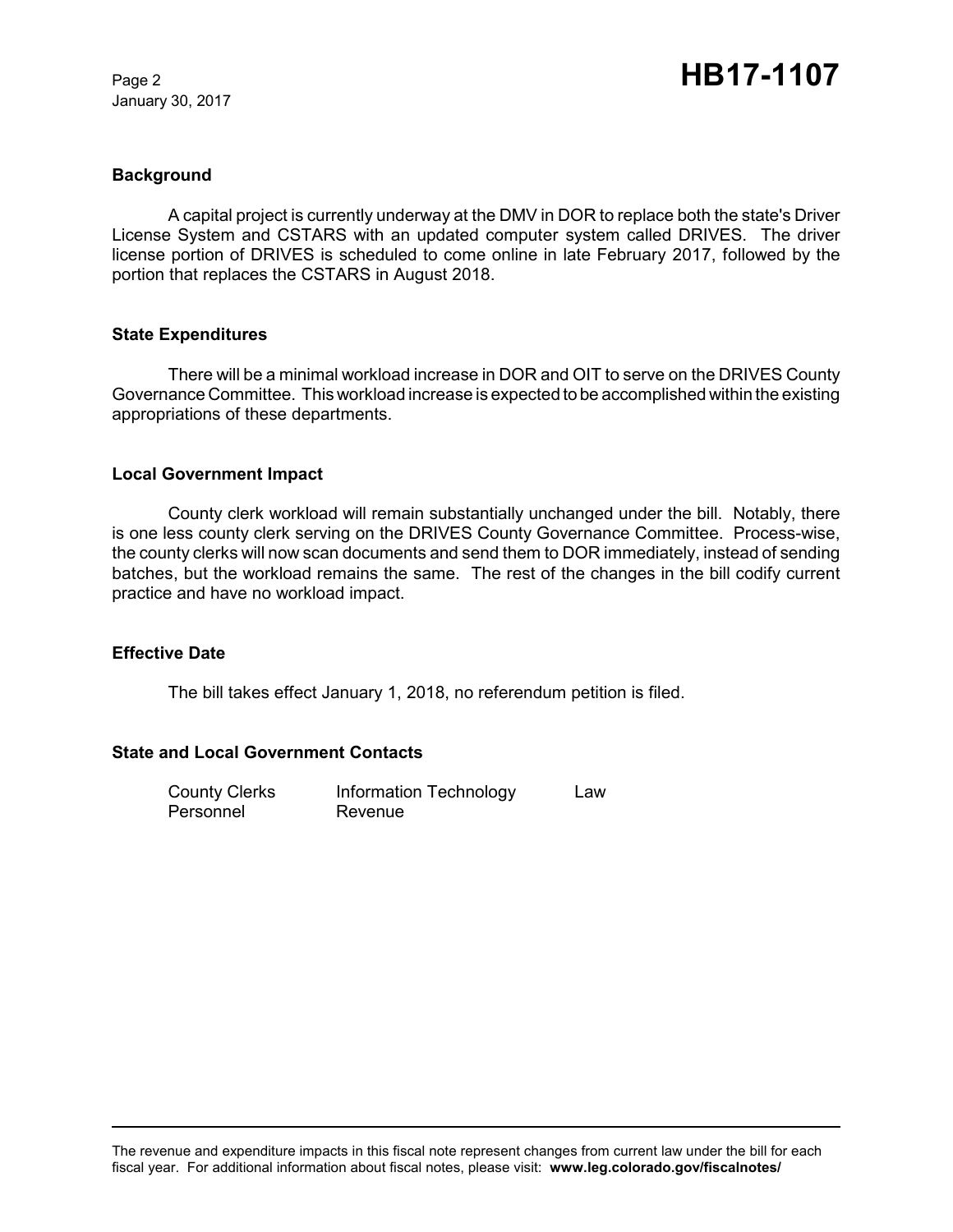## Background

A capital project is currently underway at the DMV in DOR to replace both the state's Driver License System and CSTARS with an updated computer system called DRIVES. The driver license portion of DRIVES is scheduled to come online in late February 2017, followed by the portion that replaces the CSTARS in August 2018.

## State Expenditures

There will be a minimal workload increase in DOR and OIT to serve on the DRIVES County Governance Committee. This workload increase is expected to be accomplished within the existing appropriations of these departments.

## Local Government Impact

County clerk workload will remain substantially unchanged under the bill. Notably, there is one less county clerk serving on the DRIVES County Governance Committee. Process-wise, the county clerks will now scan documents and send them to DOR immediately, instead of sending batches, but the workload remains the same. The rest of the changes in the bill codify current practice and have no workload impact.

## Effective Date

The bill takes effect January 1, 2018, no referendum petition is filed.

## State and Local Government Contacts

| | | |
|---|---|---|
| County Clerks | Information Technology | Law |
| Personnel | Revenue | |

The revenue and expenditure impacts in this fiscal note represent changes from current law under the bill for each fiscal year. For additional information about fiscal notes, please visit: **www.leg.colorado.gov/fiscalnotes/**